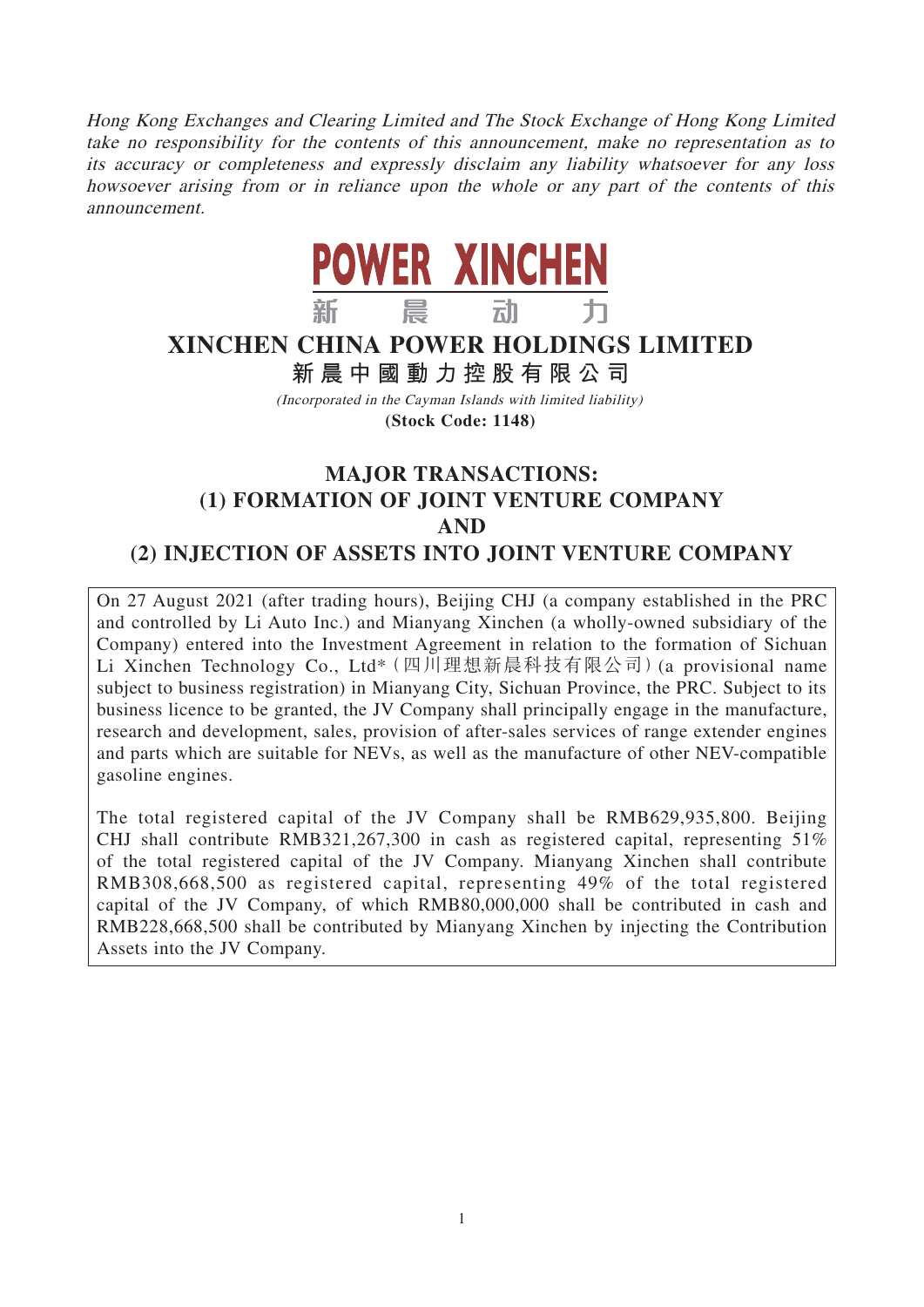*Hong Kong Exchanges and Clearing Limited and The Stock Exchange of Hong Kong Limited take no responsibility for the contents of this announcement, make no representation as to its accuracy or completeness and expressly disclaim any liability whatsoever for any loss howsoever arising from or in reliance upon the whole or any part of the contents of this announcement.*

POWER XINCHEN
新　晨　动　力

# XINCHEN CHINA POWER HOLDINGS LIMITED
**新晨中國動力控股有限公司**

*(Incorporated in the Cayman Islands with limited liability)*
**(Stock Code: 1148)**

## MAJOR TRANSACTIONS:
## (1) FORMATION OF JOINT VENTURE COMPANY
## AND
## (2) INJECTION OF ASSETS INTO JOINT VENTURE COMPANY

On 27 August 2021 (after trading hours), Beijing CHJ (a company established in the PRC and controlled by Li Auto Inc.) and Mianyang Xinchen (a wholly-owned subsidiary of the Company) entered into the Investment Agreement in relation to the formation of Sichuan Li Xinchen Technology Co., Ltd*（四川理想新晨科技有限公司）(a provisional name subject to business registration) in Mianyang City, Sichuan Province, the PRC. Subject to its business licence to be granted, the JV Company shall principally engage in the manufacture, research and development, sales, provision of after-sales services of range extender engines and parts which are suitable for NEVs, as well as the manufacture of other NEV-compatible gasoline engines.

The total registered capital of the JV Company shall be RMB629,935,800. Beijing CHJ shall contribute RMB321,267,300 in cash as registered capital, representing 51% of the total registered capital of the JV Company. Mianyang Xinchen shall contribute RMB308,668,500 as registered capital, representing 49% of the total registered capital of the JV Company, of which RMB80,000,000 shall be contributed in cash and RMB228,668,500 shall be contributed by Mianyang Xinchen by injecting the Contribution Assets into the JV Company.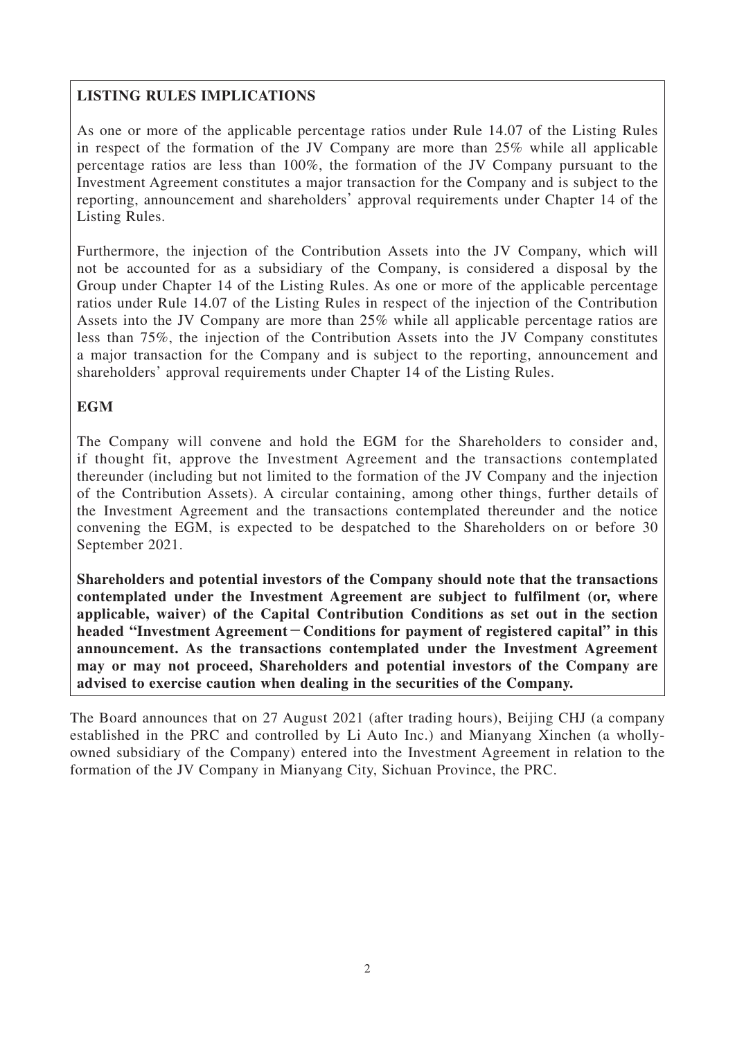## LISTING RULES IMPLICATIONS

As one or more of the applicable percentage ratios under Rule 14.07 of the Listing Rules in respect of the formation of the JV Company are more than 25% while all applicable percentage ratios are less than 100%, the formation of the JV Company pursuant to the Investment Agreement constitutes a major transaction for the Company and is subject to the reporting, announcement and shareholders' approval requirements under Chapter 14 of the Listing Rules.

Furthermore, the injection of the Contribution Assets into the JV Company, which will not be accounted for as a subsidiary of the Company, is considered a disposal by the Group under Chapter 14 of the Listing Rules. As one or more of the applicable percentage ratios under Rule 14.07 of the Listing Rules in respect of the injection of the Contribution Assets into the JV Company are more than 25% while all applicable percentage ratios are less than 75%, the injection of the Contribution Assets into the JV Company constitutes a major transaction for the Company and is subject to the reporting, announcement and shareholders' approval requirements under Chapter 14 of the Listing Rules.

## EGM

The Company will convene and hold the EGM for the Shareholders to consider and, if thought fit, approve the Investment Agreement and the transactions contemplated thereunder (including but not limited to the formation of the JV Company and the injection of the Contribution Assets). A circular containing, among other things, further details of the Investment Agreement and the transactions contemplated thereunder and the notice convening the EGM, is expected to be despatched to the Shareholders on or before 30 September 2021.

**Shareholders and potential investors of the Company should note that the transactions contemplated under the Investment Agreement are subject to fulfilment (or, where applicable, waiver) of the Capital Contribution Conditions as set out in the section headed "Investment Agreement – Conditions for payment of registered capital" in this announcement. As the transactions contemplated under the Investment Agreement may or may not proceed, Shareholders and potential investors of the Company are advised to exercise caution when dealing in the securities of the Company.**

The Board announces that on 27 August 2021 (after trading hours), Beijing CHJ (a company established in the PRC and controlled by Li Auto Inc.) and Mianyang Xinchen (a wholly-owned subsidiary of the Company) entered into the Investment Agreement in relation to the formation of the JV Company in Mianyang City, Sichuan Province, the PRC.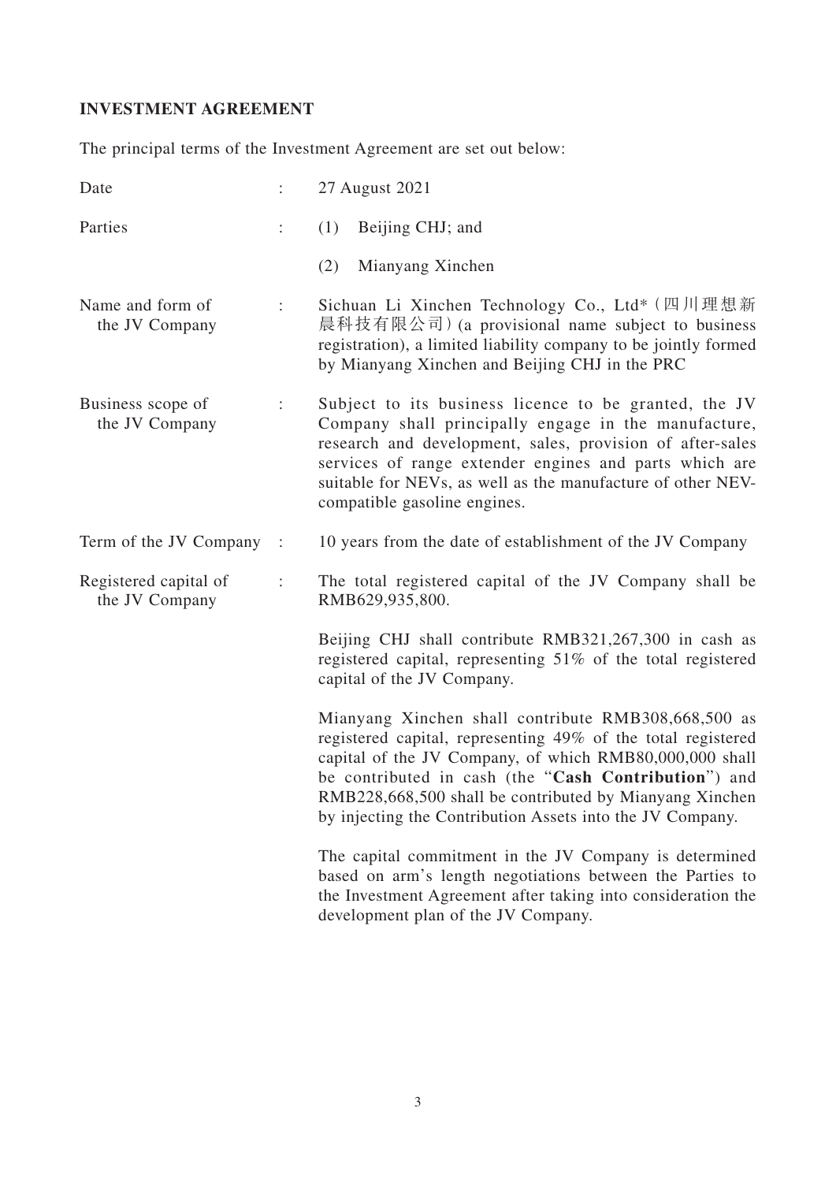## INVESTMENT AGREEMENT

The principal terms of the Investment Agreement are set out below:

| | | |
|---|---|---|
| Date | : | 27 August 2021 |
| Parties | : | (1) Beijing CHJ; and<br>(2) Mianyang Xinchen |
| Name and form of the JV Company | : | Sichuan Li Xinchen Technology Co., Ltd*（四川理想新晨科技有限公司）(a provisional name subject to business registration), a limited liability company to be jointly formed by Mianyang Xinchen and Beijing CHJ in the PRC |
| Business scope of the JV Company | : | Subject to its business licence to be granted, the JV Company shall principally engage in the manufacture, research and development, sales, provision of after-sales services of range extender engines and parts which are suitable for NEVs, as well as the manufacture of other NEV-compatible gasoline engines. |
| Term of the JV Company | : | 10 years from the date of establishment of the JV Company |
| Registered capital of the JV Company | : | The total registered capital of the JV Company shall be RMB629,935,800.<br><br>Beijing CHJ shall contribute RMB321,267,300 in cash as registered capital, representing 51% of the total registered capital of the JV Company.<br><br>Mianyang Xinchen shall contribute RMB308,668,500 as registered capital, representing 49% of the total registered capital of the JV Company, of which RMB80,000,000 shall be contributed in cash (the "**Cash Contribution**") and RMB228,668,500 shall be contributed by Mianyang Xinchen by injecting the Contribution Assets into the JV Company.<br><br>The capital commitment in the JV Company is determined based on arm's length negotiations between the Parties to the Investment Agreement after taking into consideration the development plan of the JV Company. |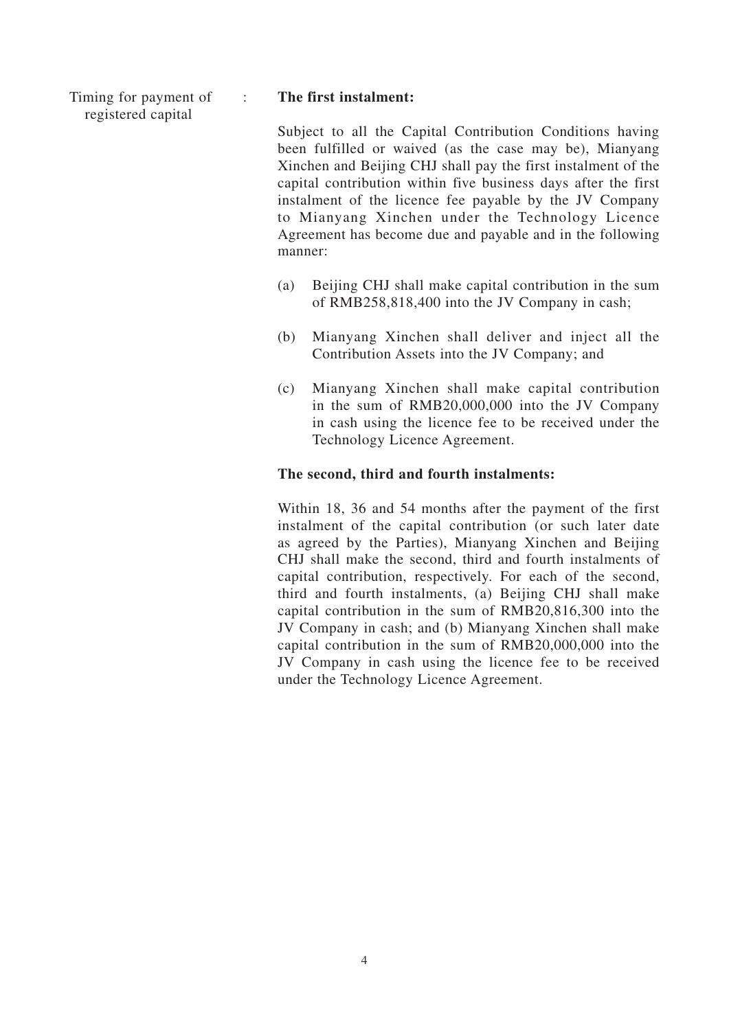Timing for payment of registered capital : **The first instalment:**

Subject to all the Capital Contribution Conditions having been fulfilled or waived (as the case may be), Mianyang Xinchen and Beijing CHJ shall pay the first instalment of the capital contribution within five business days after the first instalment of the licence fee payable by the JV Company to Mianyang Xinchen under the Technology Licence Agreement has become due and payable and in the following manner:

(a) Beijing CHJ shall make capital contribution in the sum of RMB258,818,400 into the JV Company in cash;

(b) Mianyang Xinchen shall deliver and inject all the Contribution Assets into the JV Company; and

(c) Mianyang Xinchen shall make capital contribution in the sum of RMB20,000,000 into the JV Company in cash using the licence fee to be received under the Technology Licence Agreement.

**The second, third and fourth instalments:**

Within 18, 36 and 54 months after the payment of the first instalment of the capital contribution (or such later date as agreed by the Parties), Mianyang Xinchen and Beijing CHJ shall make the second, third and fourth instalments of capital contribution, respectively. For each of the second, third and fourth instalments, (a) Beijing CHJ shall make capital contribution in the sum of RMB20,816,300 into the JV Company in cash; and (b) Mianyang Xinchen shall make capital contribution in the sum of RMB20,000,000 into the JV Company in cash using the licence fee to be received under the Technology Licence Agreement.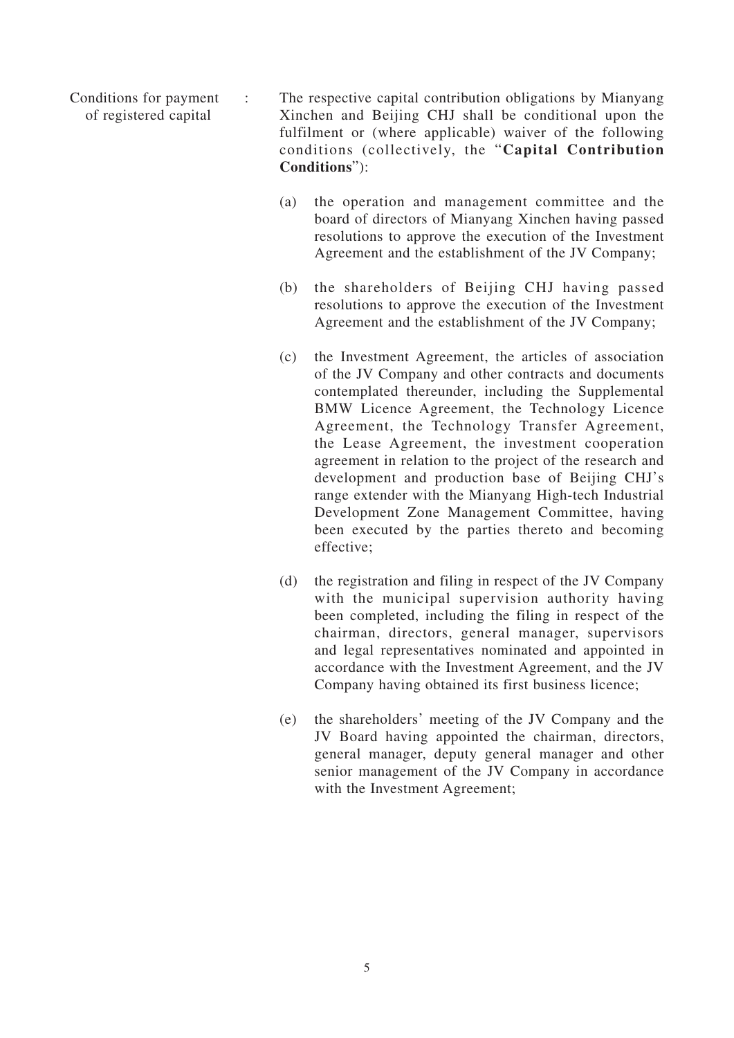Conditions for payment of registered capital : The respective capital contribution obligations by Mianyang Xinchen and Beijing CHJ shall be conditional upon the fulfilment or (where applicable) waiver of the following conditions (collectively, the "**Capital Contribution Conditions**"):

(a) the operation and management committee and the board of directors of Mianyang Xinchen having passed resolutions to approve the execution of the Investment Agreement and the establishment of the JV Company;

(b) the shareholders of Beijing CHJ having passed resolutions to approve the execution of the Investment Agreement and the establishment of the JV Company;

(c) the Investment Agreement, the articles of association of the JV Company and other contracts and documents contemplated thereunder, including the Supplemental BMW Licence Agreement, the Technology Licence Agreement, the Technology Transfer Agreement, the Lease Agreement, the investment cooperation agreement in relation to the project of the research and development and production base of Beijing CHJ's range extender with the Mianyang High-tech Industrial Development Zone Management Committee, having been executed by the parties thereto and becoming effective;

(d) the registration and filing in respect of the JV Company with the municipal supervision authority having been completed, including the filing in respect of the chairman, directors, general manager, supervisors and legal representatives nominated and appointed in accordance with the Investment Agreement, and the JV Company having obtained its first business licence;

(e) the shareholders' meeting of the JV Company and the JV Board having appointed the chairman, directors, general manager, deputy general manager and other senior management of the JV Company in accordance with the Investment Agreement;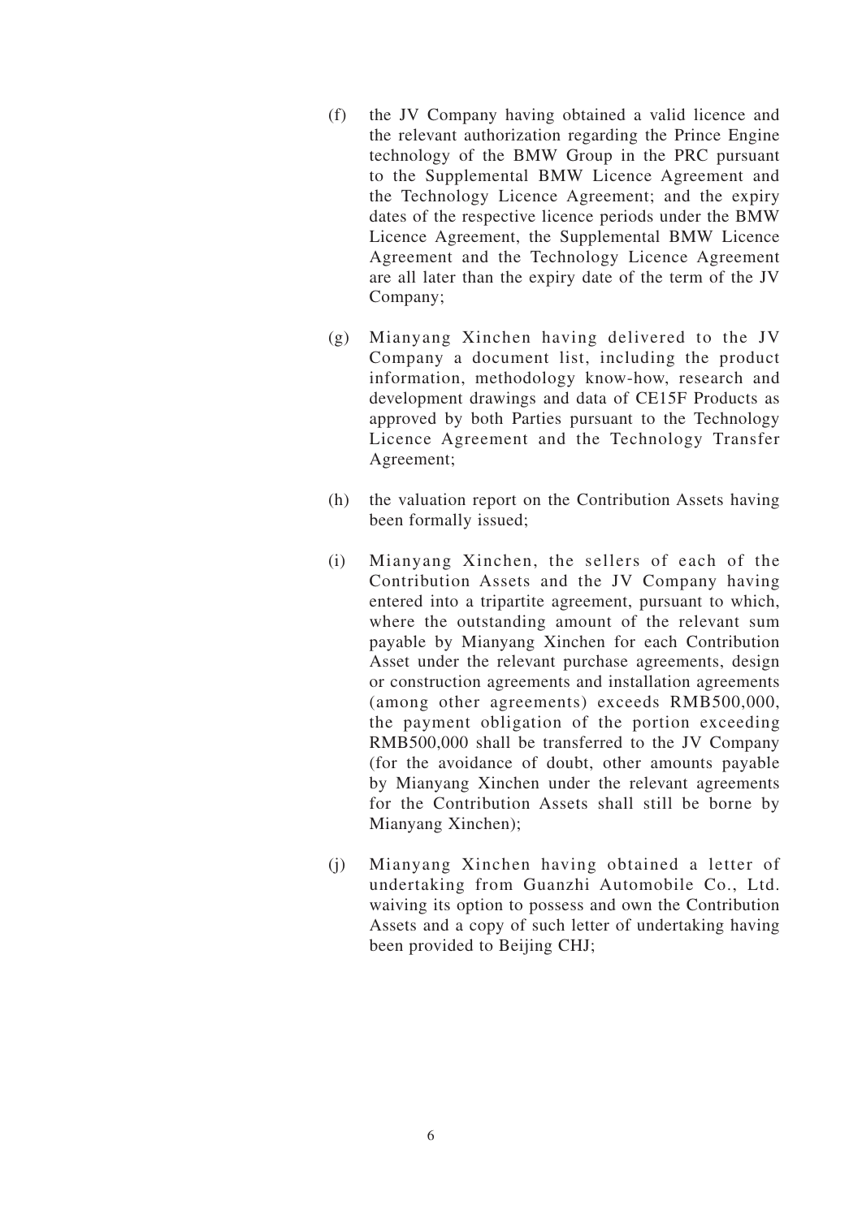(f) the JV Company having obtained a valid licence and the relevant authorization regarding the Prince Engine technology of the BMW Group in the PRC pursuant to the Supplemental BMW Licence Agreement and the Technology Licence Agreement; and the expiry dates of the respective licence periods under the BMW Licence Agreement, the Supplemental BMW Licence Agreement and the Technology Licence Agreement are all later than the expiry date of the term of the JV Company;

(g) Mianyang Xinchen having delivered to the JV Company a document list, including the product information, methodology know-how, research and development drawings and data of CE15F Products as approved by both Parties pursuant to the Technology Licence Agreement and the Technology Transfer Agreement;

(h) the valuation report on the Contribution Assets having been formally issued;

(i) Mianyang Xinchen, the sellers of each of the Contribution Assets and the JV Company having entered into a tripartite agreement, pursuant to which, where the outstanding amount of the relevant sum payable by Mianyang Xinchen for each Contribution Asset under the relevant purchase agreements, design or construction agreements and installation agreements (among other agreements) exceeds RMB500,000, the payment obligation of the portion exceeding RMB500,000 shall be transferred to the JV Company (for the avoidance of doubt, other amounts payable by Mianyang Xinchen under the relevant agreements for the Contribution Assets shall still be borne by Mianyang Xinchen);

(j) Mianyang Xinchen having obtained a letter of undertaking from Guanzhi Automobile Co., Ltd. waiving its option to possess and own the Contribution Assets and a copy of such letter of undertaking having been provided to Beijing CHJ;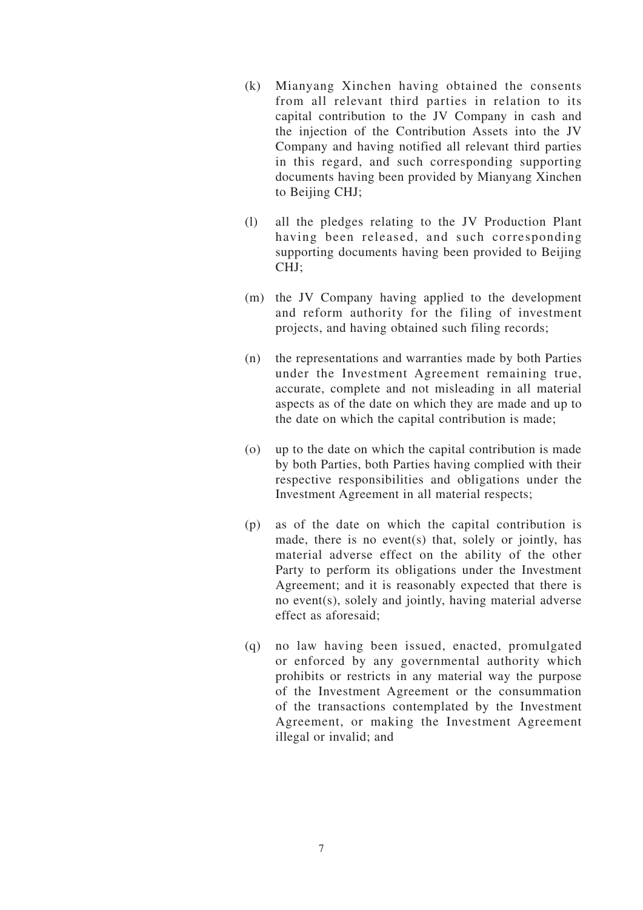(k) Mianyang Xinchen having obtained the consents from all relevant third parties in relation to its capital contribution to the JV Company in cash and the injection of the Contribution Assets into the JV Company and having notified all relevant third parties in this regard, and such corresponding supporting documents having been provided by Mianyang Xinchen to Beijing CHJ;

(l) all the pledges relating to the JV Production Plant having been released, and such corresponding supporting documents having been provided to Beijing CHJ;

(m) the JV Company having applied to the development and reform authority for the filing of investment projects, and having obtained such filing records;

(n) the representations and warranties made by both Parties under the Investment Agreement remaining true, accurate, complete and not misleading in all material aspects as of the date on which they are made and up to the date on which the capital contribution is made;

(o) up to the date on which the capital contribution is made by both Parties, both Parties having complied with their respective responsibilities and obligations under the Investment Agreement in all material respects;

(p) as of the date on which the capital contribution is made, there is no event(s) that, solely or jointly, has material adverse effect on the ability of the other Party to perform its obligations under the Investment Agreement; and it is reasonably expected that there is no event(s), solely and jointly, having material adverse effect as aforesaid;

(q) no law having been issued, enacted, promulgated or enforced by any governmental authority which prohibits or restricts in any material way the purpose of the Investment Agreement or the consummation of the transactions contemplated by the Investment Agreement, or making the Investment Agreement illegal or invalid; and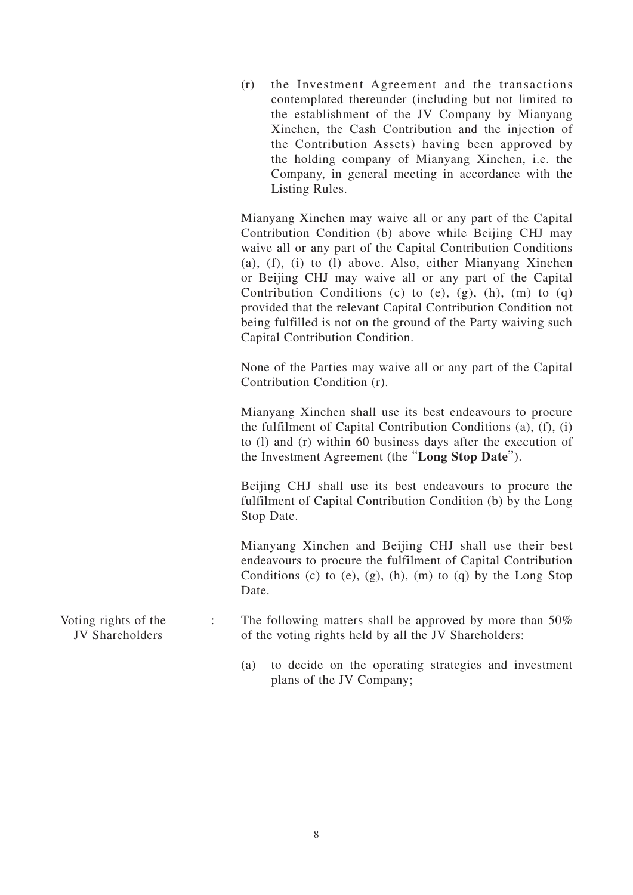(r) the Investment Agreement and the transactions contemplated thereunder (including but not limited to the establishment of the JV Company by Mianyang Xinchen, the Cash Contribution and the injection of the Contribution Assets) having been approved by the holding company of Mianyang Xinchen, i.e. the Company, in general meeting in accordance with the Listing Rules.

Mianyang Xinchen may waive all or any part of the Capital Contribution Condition (b) above while Beijing CHJ may waive all or any part of the Capital Contribution Conditions (a), (f), (i) to (l) above. Also, either Mianyang Xinchen or Beijing CHJ may waive all or any part of the Capital Contribution Conditions (c) to (e), (g), (h), (m) to (q) provided that the relevant Capital Contribution Condition not being fulfilled is not on the ground of the Party waiving such Capital Contribution Condition.

None of the Parties may waive all or any part of the Capital Contribution Condition (r).

Mianyang Xinchen shall use its best endeavours to procure the fulfilment of Capital Contribution Conditions (a), (f), (i) to (l) and (r) within 60 business days after the execution of the Investment Agreement (the "**Long Stop Date**").

Beijing CHJ shall use its best endeavours to procure the fulfilment of Capital Contribution Condition (b) by the Long Stop Date.

Mianyang Xinchen and Beijing CHJ shall use their best endeavours to procure the fulfilment of Capital Contribution Conditions (c) to (e), (g), (h), (m) to (q) by the Long Stop Date.

Voting rights of the JV Shareholders : The following matters shall be approved by more than 50% of the voting rights held by all the JV Shareholders:

(a) to decide on the operating strategies and investment plans of the JV Company;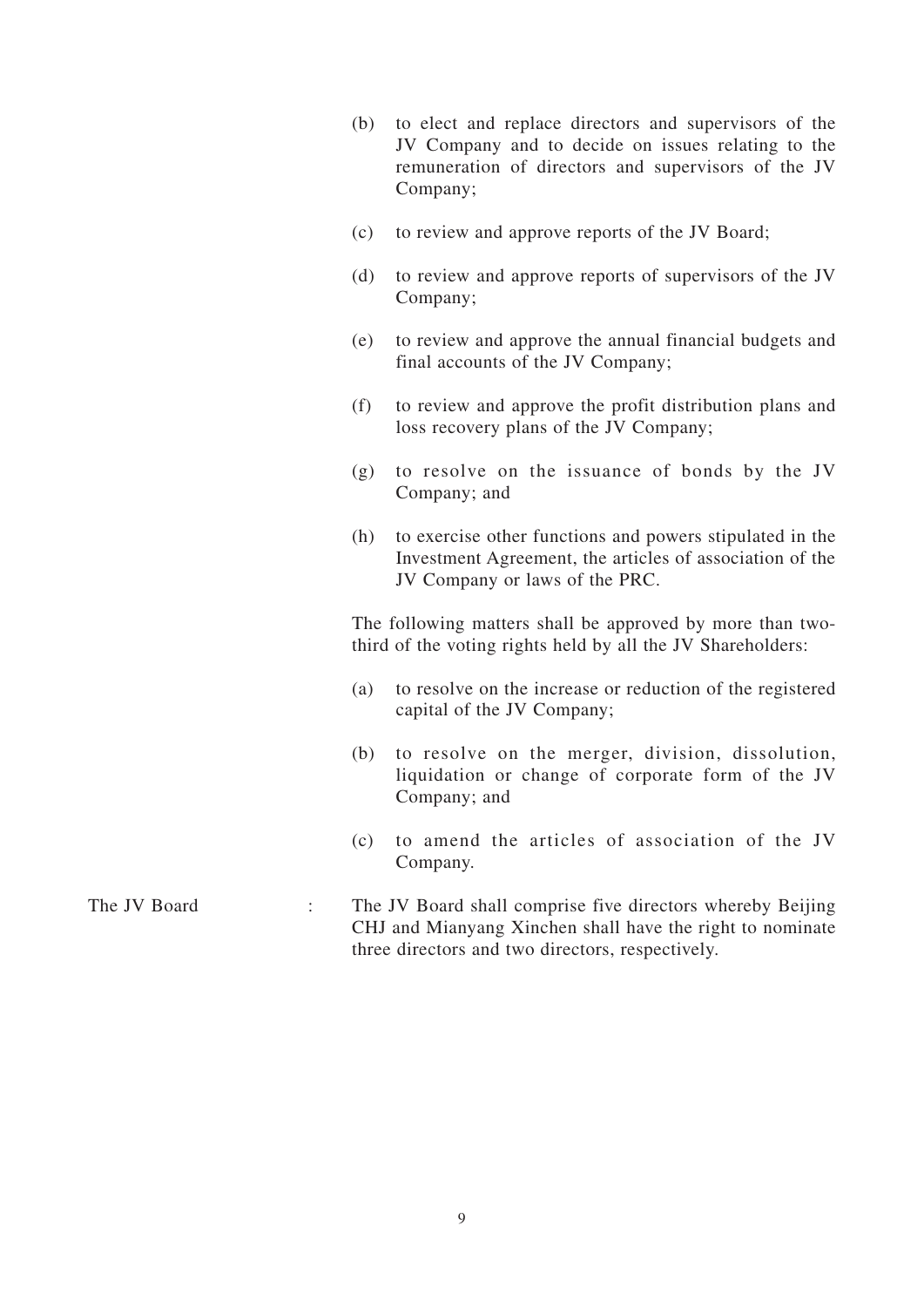(b) to elect and replace directors and supervisors of the JV Company and to decide on issues relating to the remuneration of directors and supervisors of the JV Company;

(c) to review and approve reports of the JV Board;

(d) to review and approve reports of supervisors of the JV Company;

(e) to review and approve the annual financial budgets and final accounts of the JV Company;

(f) to review and approve the profit distribution plans and loss recovery plans of the JV Company;

(g) to resolve on the issuance of bonds by the JV Company; and

(h) to exercise other functions and powers stipulated in the Investment Agreement, the articles of association of the JV Company or laws of the PRC.

The following matters shall be approved by more than two-third of the voting rights held by all the JV Shareholders:

(a) to resolve on the increase or reduction of the registered capital of the JV Company;

(b) to resolve on the merger, division, dissolution, liquidation or change of corporate form of the JV Company; and

(c) to amend the articles of association of the JV Company.

The JV Board : The JV Board shall comprise five directors whereby Beijing CHJ and Mianyang Xinchen shall have the right to nominate three directors and two directors, respectively.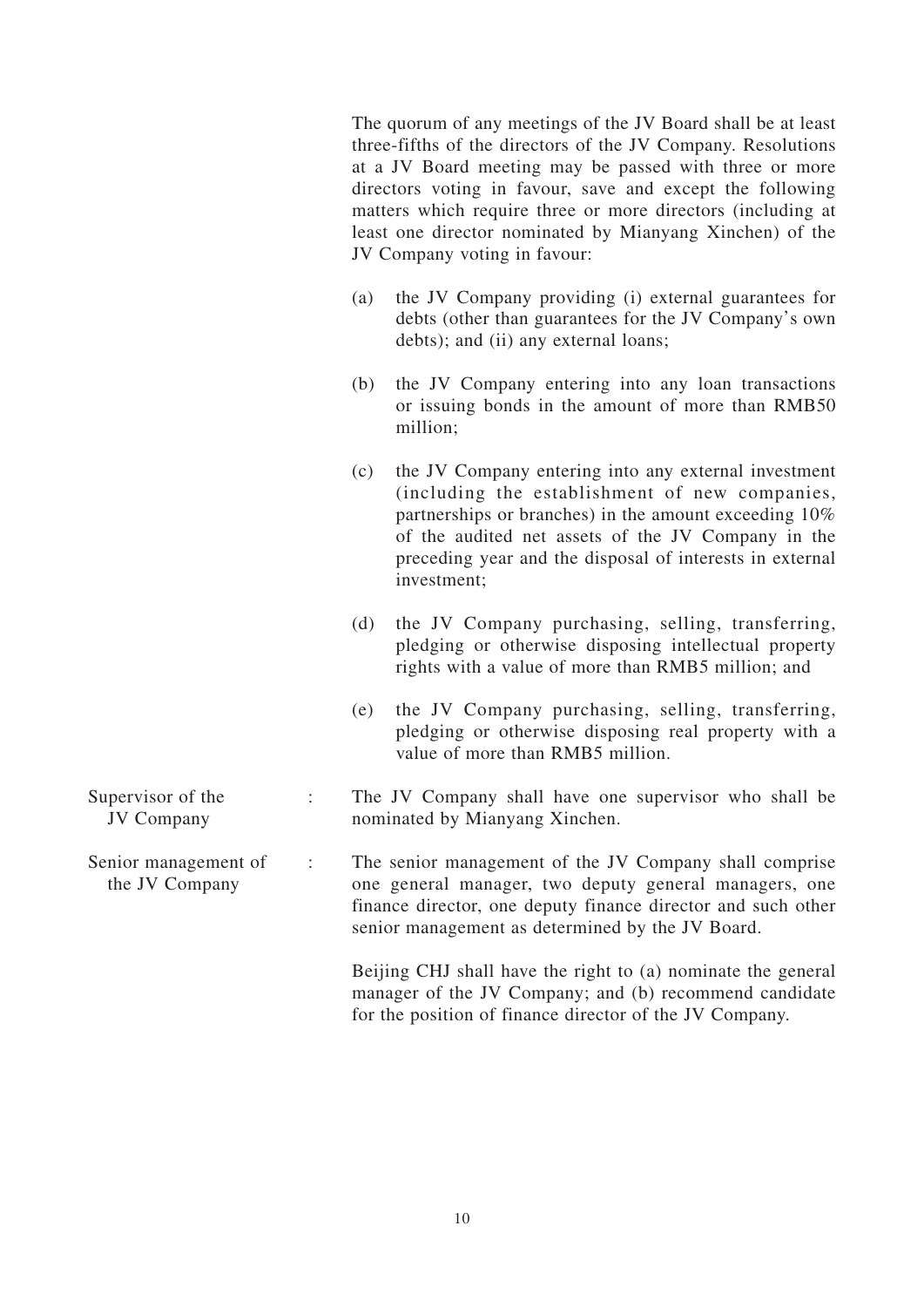The quorum of any meetings of the JV Board shall be at least three-fifths of the directors of the JV Company. Resolutions at a JV Board meeting may be passed with three or more directors voting in favour, save and except the following matters which require three or more directors (including at least one director nominated by Mianyang Xinchen) of the JV Company voting in favour:

(a) the JV Company providing (i) external guarantees for debts (other than guarantees for the JV Company's own debts); and (ii) any external loans;

(b) the JV Company entering into any loan transactions or issuing bonds in the amount of more than RMB50 million;

(c) the JV Company entering into any external investment (including the establishment of new companies, partnerships or branches) in the amount exceeding 10% of the audited net assets of the JV Company in the preceding year and the disposal of interests in external investment;

(d) the JV Company purchasing, selling, transferring, pledging or otherwise disposing intellectual property rights with a value of more than RMB5 million; and

(e) the JV Company purchasing, selling, transferring, pledging or otherwise disposing real property with a value of more than RMB5 million.

Supervisor of the JV Company : The JV Company shall have one supervisor who shall be nominated by Mianyang Xinchen.

Senior management of the JV Company : The senior management of the JV Company shall comprise one general manager, two deputy general managers, one finance director, one deputy finance director and such other senior management as determined by the JV Board.

Beijing CHJ shall have the right to (a) nominate the general manager of the JV Company; and (b) recommend candidate for the position of finance director of the JV Company.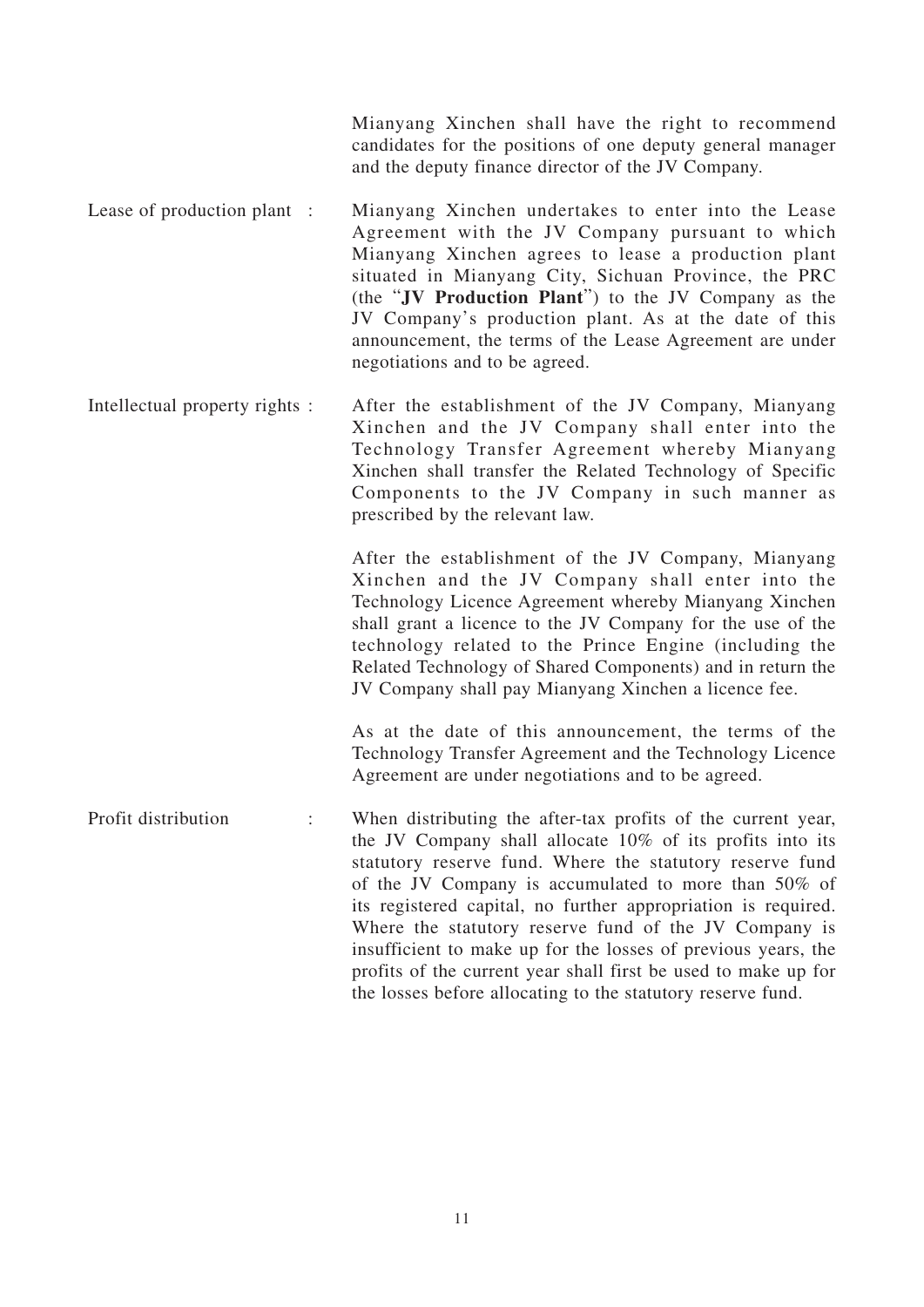Mianyang Xinchen shall have the right to recommend candidates for the positions of one deputy general manager and the deputy finance director of the JV Company.

| | | |
|---|---|---|
| Lease of production plant | : | Mianyang Xinchen undertakes to enter into the Lease Agreement with the JV Company pursuant to which Mianyang Xinchen agrees to lease a production plant situated in Mianyang City, Sichuan Province, the PRC (the "**JV Production Plant**") to the JV Company as the JV Company's production plant. As at the date of this announcement, the terms of the Lease Agreement are under negotiations and to be agreed. |
| Intellectual property rights | : | After the establishment of the JV Company, Mianyang Xinchen and the JV Company shall enter into the Technology Transfer Agreement whereby Mianyang Xinchen shall transfer the Related Technology of Specific Components to the JV Company in such manner as prescribed by the relevant law.<br><br>After the establishment of the JV Company, Mianyang Xinchen and the JV Company shall enter into the Technology Licence Agreement whereby Mianyang Xinchen shall grant a licence to the JV Company for the use of the technology related to the Prince Engine (including the Related Technology of Shared Components) and in return the JV Company shall pay Mianyang Xinchen a licence fee.<br><br>As at the date of this announcement, the terms of the Technology Transfer Agreement and the Technology Licence Agreement are under negotiations and to be agreed. |
| Profit distribution | : | When distributing the after-tax profits of the current year, the JV Company shall allocate 10% of its profits into its statutory reserve fund. Where the statutory reserve fund of the JV Company is accumulated to more than 50% of its registered capital, no further appropriation is required. Where the statutory reserve fund of the JV Company is insufficient to make up for the losses of previous years, the profits of the current year shall first be used to make up for the losses before allocating to the statutory reserve fund. |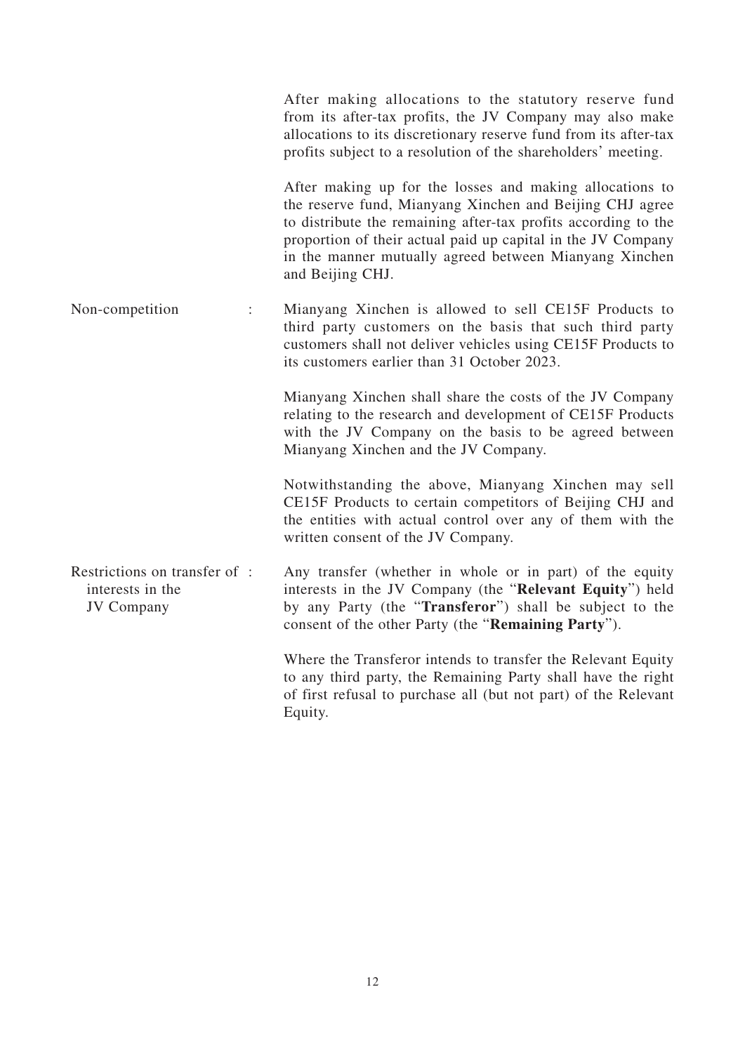| | | |
|---|---|---|
| | | After making allocations to the statutory reserve fund from its after-tax profits, the JV Company may also make allocations to its discretionary reserve fund from its after-tax profits subject to a resolution of the shareholders' meeting. |
| | | After making up for the losses and making allocations to the reserve fund, Mianyang Xinchen and Beijing CHJ agree to distribute the remaining after-tax profits according to the proportion of their actual paid up capital in the JV Company in the manner mutually agreed between Mianyang Xinchen and Beijing CHJ. |
| Non-competition | : | Mianyang Xinchen is allowed to sell CE15F Products to third party customers on the basis that such third party customers shall not deliver vehicles using CE15F Products to its customers earlier than 31 October 2023. |
| | | Mianyang Xinchen shall share the costs of the JV Company relating to the research and development of CE15F Products with the JV Company on the basis to be agreed between Mianyang Xinchen and the JV Company. |
| | | Notwithstanding the above, Mianyang Xinchen may sell CE15F Products to certain competitors of Beijing CHJ and the entities with actual control over any of them with the written consent of the JV Company. |
| Restrictions on transfer of interests in the JV Company | : | Any transfer (whether in whole or in part) of the equity interests in the JV Company (the "**Relevant Equity**") held by any Party (the "**Transferor**") shall be subject to the consent of the other Party (the "**Remaining Party**"). |
| | | Where the Transferor intends to transfer the Relevant Equity to any third party, the Remaining Party shall have the right of first refusal to purchase all (but not part) of the Relevant Equity. |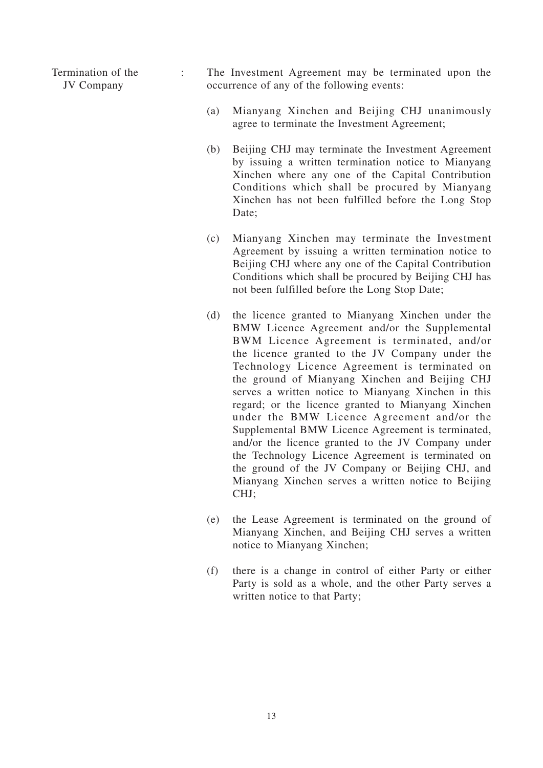Termination of the JV Company : The Investment Agreement may be terminated upon the occurrence of any of the following events:

(a) Mianyang Xinchen and Beijing CHJ unanimously agree to terminate the Investment Agreement;

(b) Beijing CHJ may terminate the Investment Agreement by issuing a written termination notice to Mianyang Xinchen where any one of the Capital Contribution Conditions which shall be procured by Mianyang Xinchen has not been fulfilled before the Long Stop Date;

(c) Mianyang Xinchen may terminate the Investment Agreement by issuing a written termination notice to Beijing CHJ where any one of the Capital Contribution Conditions which shall be procured by Beijing CHJ has not been fulfilled before the Long Stop Date;

(d) the licence granted to Mianyang Xinchen under the BMW Licence Agreement and/or the Supplemental BWM Licence Agreement is terminated, and/or the licence granted to the JV Company under the Technology Licence Agreement is terminated on the ground of Mianyang Xinchen and Beijing CHJ serves a written notice to Mianyang Xinchen in this regard; or the licence granted to Mianyang Xinchen under the BMW Licence Agreement and/or the Supplemental BMW Licence Agreement is terminated, and/or the licence granted to the JV Company under the Technology Licence Agreement is terminated on the ground of the JV Company or Beijing CHJ, and Mianyang Xinchen serves a written notice to Beijing CHJ;

(e) the Lease Agreement is terminated on the ground of Mianyang Xinchen, and Beijing CHJ serves a written notice to Mianyang Xinchen;

(f) there is a change in control of either Party or either Party is sold as a whole, and the other Party serves a written notice to that Party;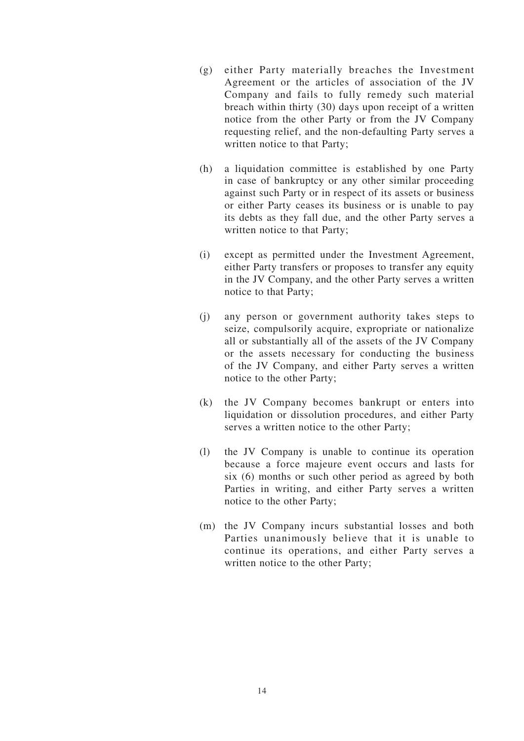(g) either Party materially breaches the Investment Agreement or the articles of association of the JV Company and fails to fully remedy such material breach within thirty (30) days upon receipt of a written notice from the other Party or from the JV Company requesting relief, and the non-defaulting Party serves a written notice to that Party;

(h) a liquidation committee is established by one Party in case of bankruptcy or any other similar proceeding against such Party or in respect of its assets or business or either Party ceases its business or is unable to pay its debts as they fall due, and the other Party serves a written notice to that Party;

(i) except as permitted under the Investment Agreement, either Party transfers or proposes to transfer any equity in the JV Company, and the other Party serves a written notice to that Party;

(j) any person or government authority takes steps to seize, compulsorily acquire, expropriate or nationalize all or substantially all of the assets of the JV Company or the assets necessary for conducting the business of the JV Company, and either Party serves a written notice to the other Party;

(k) the JV Company becomes bankrupt or enters into liquidation or dissolution procedures, and either Party serves a written notice to the other Party;

(l) the JV Company is unable to continue its operation because a force majeure event occurs and lasts for six (6) months or such other period as agreed by both Parties in writing, and either Party serves a written notice to the other Party;

(m) the JV Company incurs substantial losses and both Parties unanimously believe that it is unable to continue its operations, and either Party serves a written notice to the other Party;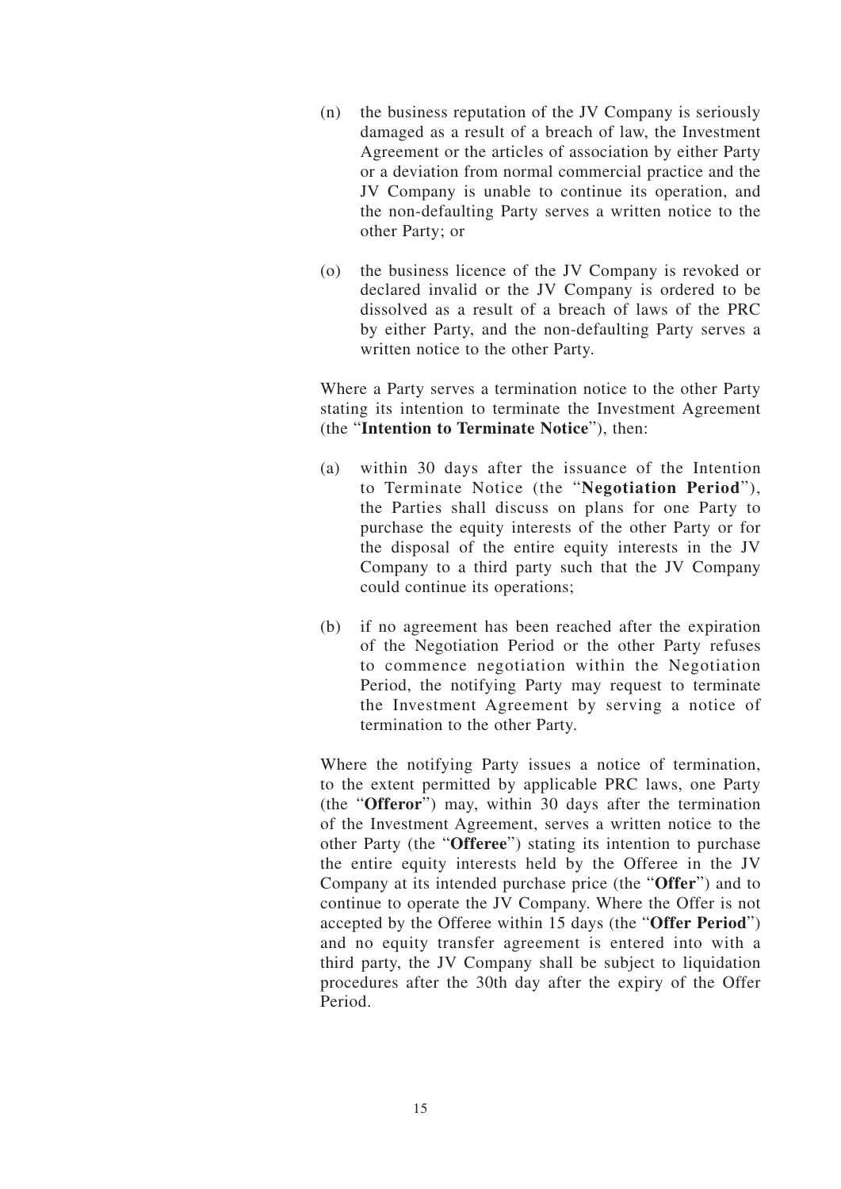(n) the business reputation of the JV Company is seriously damaged as a result of a breach of law, the Investment Agreement or the articles of association by either Party or a deviation from normal commercial practice and the JV Company is unable to continue its operation, and the non-defaulting Party serves a written notice to the other Party; or

(o) the business licence of the JV Company is revoked or declared invalid or the JV Company is ordered to be dissolved as a result of a breach of laws of the PRC by either Party, and the non-defaulting Party serves a written notice to the other Party.

Where a Party serves a termination notice to the other Party stating its intention to terminate the Investment Agreement (the "**Intention to Terminate Notice**"), then:

(a) within 30 days after the issuance of the Intention to Terminate Notice (the "**Negotiation Period**"), the Parties shall discuss on plans for one Party to purchase the equity interests of the other Party or for the disposal of the entire equity interests in the JV Company to a third party such that the JV Company could continue its operations;

(b) if no agreement has been reached after the expiration of the Negotiation Period or the other Party refuses to commence negotiation within the Negotiation Period, the notifying Party may request to terminate the Investment Agreement by serving a notice of termination to the other Party.

Where the notifying Party issues a notice of termination, to the extent permitted by applicable PRC laws, one Party (the "**Offeror**") may, within 30 days after the termination of the Investment Agreement, serves a written notice to the other Party (the "**Offeree**") stating its intention to purchase the entire equity interests held by the Offeree in the JV Company at its intended purchase price (the "**Offer**") and to continue to operate the JV Company. Where the Offer is not accepted by the Offeree within 15 days (the "**Offer Period**") and no equity transfer agreement is entered into with a third party, the JV Company shall be subject to liquidation procedures after the 30th day after the expiry of the Offer Period.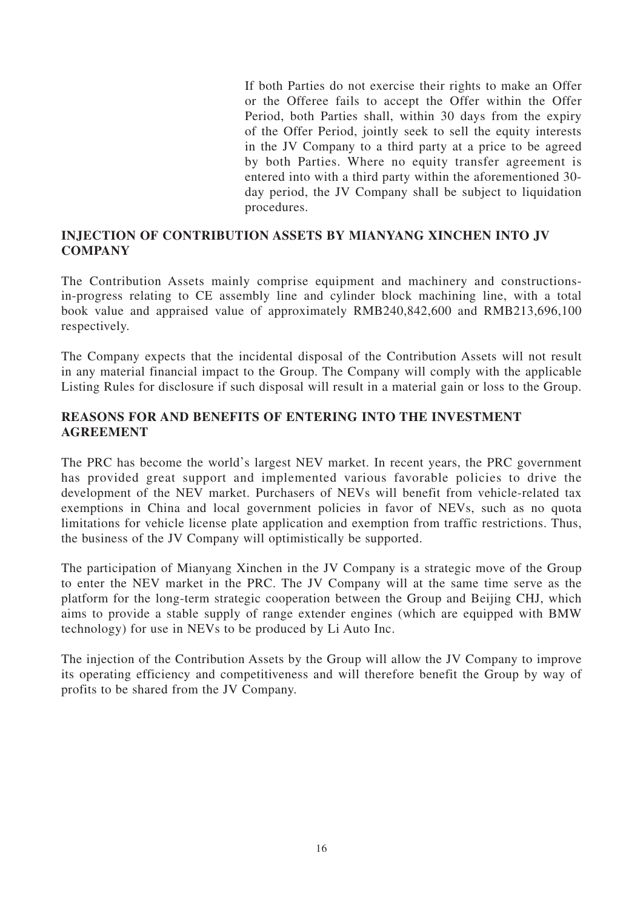If both Parties do not exercise their rights to make an Offer or the Offeree fails to accept the Offer within the Offer Period, both Parties shall, within 30 days from the expiry of the Offer Period, jointly seek to sell the equity interests in the JV Company to a third party at a price to be agreed by both Parties. Where no equity transfer agreement is entered into with a third party within the aforementioned 30-day period, the JV Company shall be subject to liquidation procedures.

## INJECTION OF CONTRIBUTION ASSETS BY MIANYANG XINCHEN INTO JV COMPANY

The Contribution Assets mainly comprise equipment and machinery and constructions-in-progress relating to CE assembly line and cylinder block machining line, with a total book value and appraised value of approximately RMB240,842,600 and RMB213,696,100 respectively.

The Company expects that the incidental disposal of the Contribution Assets will not result in any material financial impact to the Group. The Company will comply with the applicable Listing Rules for disclosure if such disposal will result in a material gain or loss to the Group.

## REASONS FOR AND BENEFITS OF ENTERING INTO THE INVESTMENT AGREEMENT

The PRC has become the world's largest NEV market. In recent years, the PRC government has provided great support and implemented various favorable policies to drive the development of the NEV market. Purchasers of NEVs will benefit from vehicle-related tax exemptions in China and local government policies in favor of NEVs, such as no quota limitations for vehicle license plate application and exemption from traffic restrictions. Thus, the business of the JV Company will optimistically be supported.

The participation of Mianyang Xinchen in the JV Company is a strategic move of the Group to enter the NEV market in the PRC. The JV Company will at the same time serve as the platform for the long-term strategic cooperation between the Group and Beijing CHJ, which aims to provide a stable supply of range extender engines (which are equipped with BMW technology) for use in NEVs to be produced by Li Auto Inc.

The injection of the Contribution Assets by the Group will allow the JV Company to improve its operating efficiency and competitiveness and will therefore benefit the Group by way of profits to be shared from the JV Company.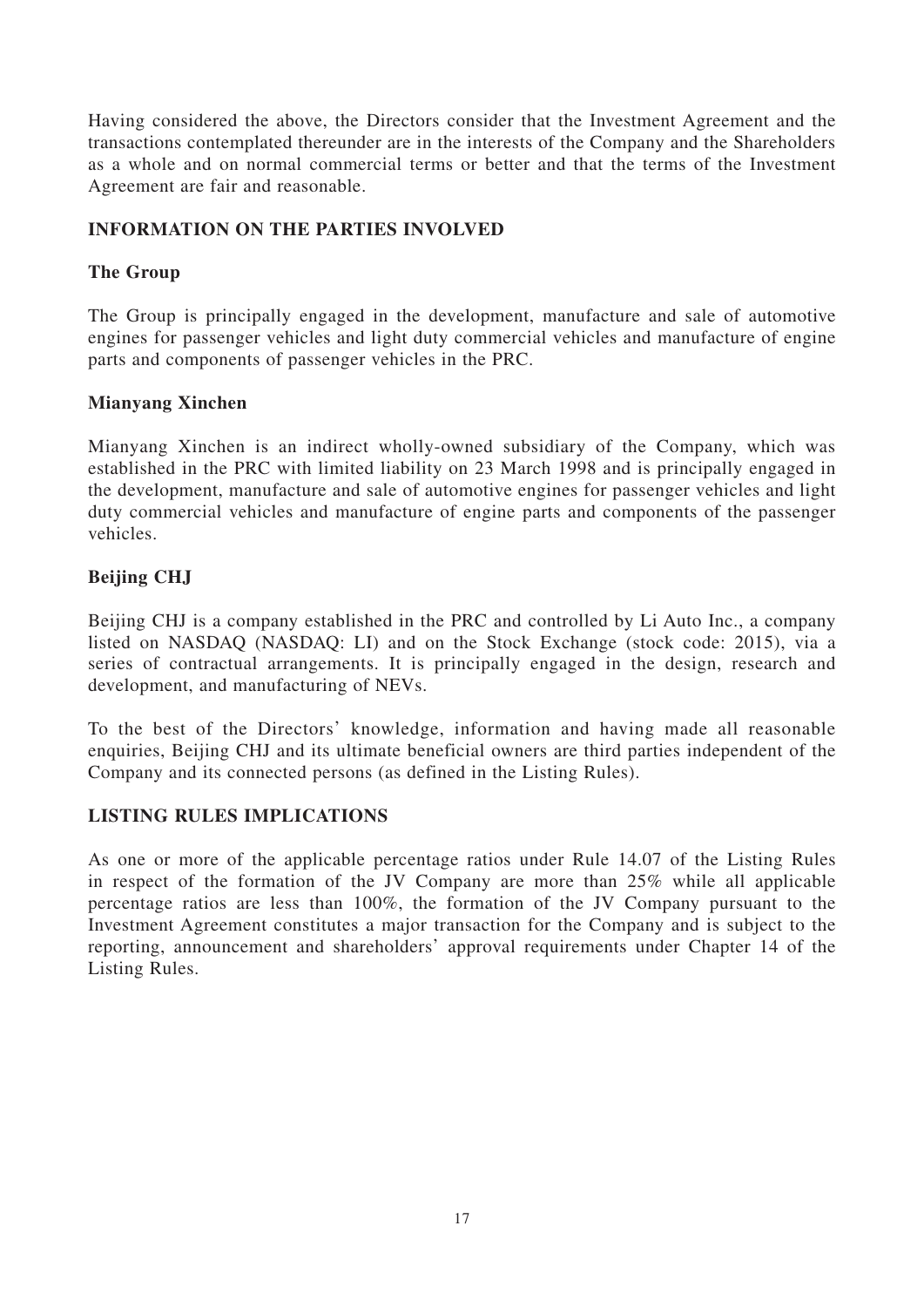Having considered the above, the Directors consider that the Investment Agreement and the transactions contemplated thereunder are in the interests of the Company and the Shareholders as a whole and on normal commercial terms or better and that the terms of the Investment Agreement are fair and reasonable.

## INFORMATION ON THE PARTIES INVOLVED

### The Group

The Group is principally engaged in the development, manufacture and sale of automotive engines for passenger vehicles and light duty commercial vehicles and manufacture of engine parts and components of passenger vehicles in the PRC.

### Mianyang Xinchen

Mianyang Xinchen is an indirect wholly-owned subsidiary of the Company, which was established in the PRC with limited liability on 23 March 1998 and is principally engaged in the development, manufacture and sale of automotive engines for passenger vehicles and light duty commercial vehicles and manufacture of engine parts and components of the passenger vehicles.

### Beijing CHJ

Beijing CHJ is a company established in the PRC and controlled by Li Auto Inc., a company listed on NASDAQ (NASDAQ: LI) and on the Stock Exchange (stock code: 2015), via a series of contractual arrangements. It is principally engaged in the design, research and development, and manufacturing of NEVs.

To the best of the Directors' knowledge, information and having made all reasonable enquiries, Beijing CHJ and its ultimate beneficial owners are third parties independent of the Company and its connected persons (as defined in the Listing Rules).

## LISTING RULES IMPLICATIONS

As one or more of the applicable percentage ratios under Rule 14.07 of the Listing Rules in respect of the formation of the JV Company are more than 25% while all applicable percentage ratios are less than 100%, the formation of the JV Company pursuant to the Investment Agreement constitutes a major transaction for the Company and is subject to the reporting, announcement and shareholders' approval requirements under Chapter 14 of the Listing Rules.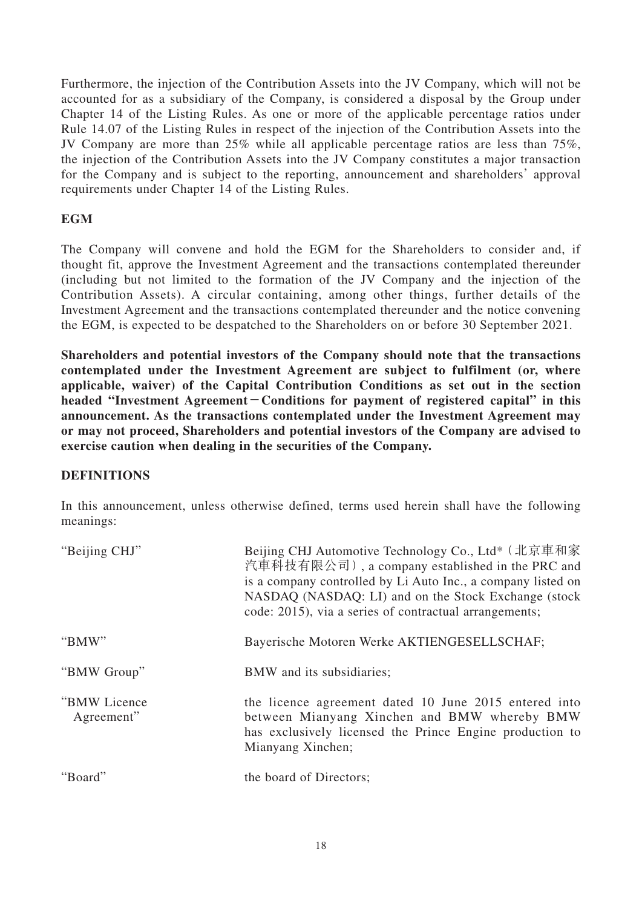Furthermore, the injection of the Contribution Assets into the JV Company, which will not be accounted for as a subsidiary of the Company, is considered a disposal by the Group under Chapter 14 of the Listing Rules. As one or more of the applicable percentage ratios under Rule 14.07 of the Listing Rules in respect of the injection of the Contribution Assets into the JV Company are more than 25% while all applicable percentage ratios are less than 75%, the injection of the Contribution Assets into the JV Company constitutes a major transaction for the Company and is subject to the reporting, announcement and shareholders' approval requirements under Chapter 14 of the Listing Rules.

## EGM

The Company will convene and hold the EGM for the Shareholders to consider and, if thought fit, approve the Investment Agreement and the transactions contemplated thereunder (including but not limited to the formation of the JV Company and the injection of the Contribution Assets). A circular containing, among other things, further details of the Investment Agreement and the transactions contemplated thereunder and the notice convening the EGM, is expected to be despatched to the Shareholders on or before 30 September 2021.

**Shareholders and potential investors of the Company should note that the transactions contemplated under the Investment Agreement are subject to fulfilment (or, where applicable, waiver) of the Capital Contribution Conditions as set out in the section headed "Investment Agreement－Conditions for payment of registered capital" in this announcement. As the transactions contemplated under the Investment Agreement may or may not proceed, Shareholders and potential investors of the Company are advised to exercise caution when dealing in the securities of the Company.**

## DEFINITIONS

In this announcement, unless otherwise defined, terms used herein shall have the following meanings:

| | |
|---|---|
| "Beijing CHJ" | Beijing CHJ Automotive Technology Co., Ltd*（北京車和家汽車科技有限公司）, a company established in the PRC and is a company controlled by Li Auto Inc., a company listed on NASDAQ (NASDAQ: LI) and on the Stock Exchange (stock code: 2015), via a series of contractual arrangements; |
| "BMW" | Bayerische Motoren Werke AKTIENGESELLSCHAF; |
| "BMW Group" | BMW and its subsidiaries; |
| "BMW Licence Agreement" | the licence agreement dated 10 June 2015 entered into between Mianyang Xinchen and BMW whereby BMW has exclusively licensed the Prince Engine production to Mianyang Xinchen; |
| "Board" | the board of Directors; |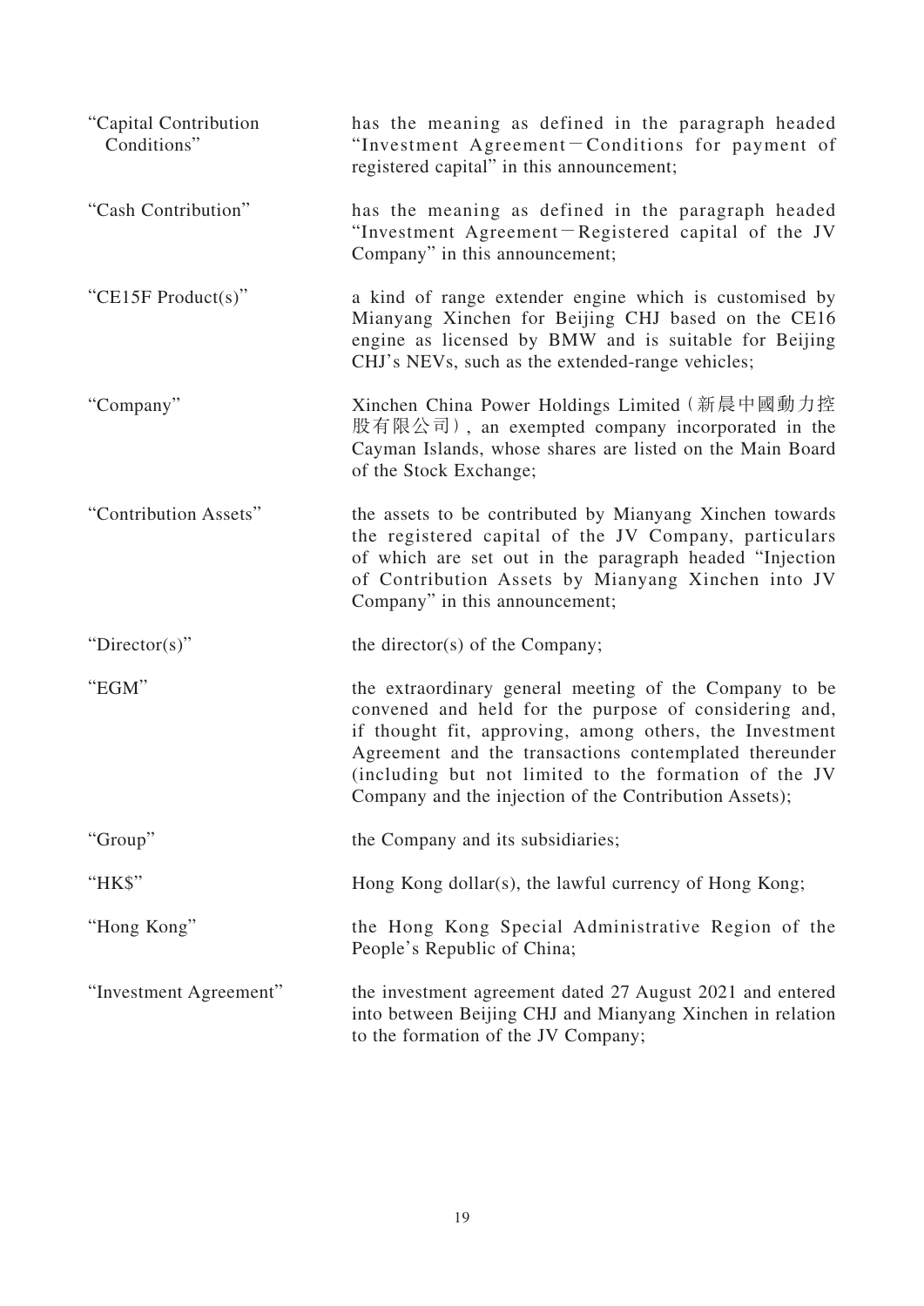| | |
|---|---|
| "Capital Contribution Conditions" | has the meaning as defined in the paragraph headed "Investment Agreement－Conditions for payment of registered capital" in this announcement; |
| "Cash Contribution" | has the meaning as defined in the paragraph headed "Investment Agreement－Registered capital of the JV Company" in this announcement; |
| "CE15F Product(s)" | a kind of range extender engine which is customised by Mianyang Xinchen for Beijing CHJ based on the CE16 engine as licensed by BMW and is suitable for Beijing CHJ's NEVs, such as the extended-range vehicles; |
| "Company" | Xinchen China Power Holdings Limited (新晨中國動力控股有限公司), an exempted company incorporated in the Cayman Islands, whose shares are listed on the Main Board of the Stock Exchange; |
| "Contribution Assets" | the assets to be contributed by Mianyang Xinchen towards the registered capital of the JV Company, particulars of which are set out in the paragraph headed "Injection of Contribution Assets by Mianyang Xinchen into JV Company" in this announcement; |
| "Director(s)" | the director(s) of the Company; |
| "EGM" | the extraordinary general meeting of the Company to be convened and held for the purpose of considering and, if thought fit, approving, among others, the Investment Agreement and the transactions contemplated thereunder (including but not limited to the formation of the JV Company and the injection of the Contribution Assets); |
| "Group" | the Company and its subsidiaries; |
| "HK$" | Hong Kong dollar(s), the lawful currency of Hong Kong; |
| "Hong Kong" | the Hong Kong Special Administrative Region of the People's Republic of China; |
| "Investment Agreement" | the investment agreement dated 27 August 2021 and entered into between Beijing CHJ and Mianyang Xinchen in relation to the formation of the JV Company; |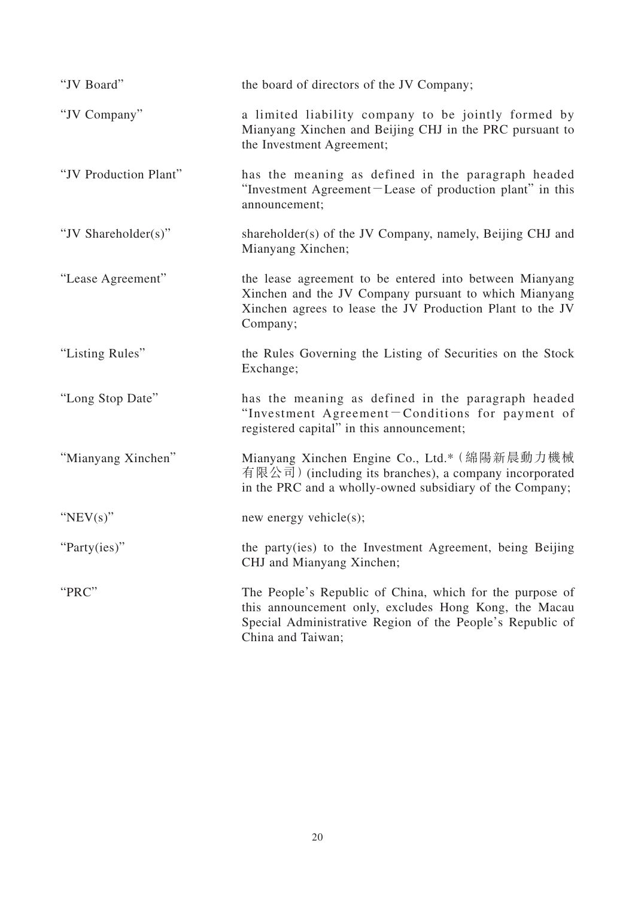| | |
|---|---|
| "JV Board" | the board of directors of the JV Company; |
| "JV Company" | a limited liability company to be jointly formed by Mianyang Xinchen and Beijing CHJ in the PRC pursuant to the Investment Agreement; |
| "JV Production Plant" | has the meaning as defined in the paragraph headed "Investment Agreement－Lease of production plant" in this announcement; |
| "JV Shareholder(s)" | shareholder(s) of the JV Company, namely, Beijing CHJ and Mianyang Xinchen; |
| "Lease Agreement" | the lease agreement to be entered into between Mianyang Xinchen and the JV Company pursuant to which Mianyang Xinchen agrees to lease the JV Production Plant to the JV Company; |
| "Listing Rules" | the Rules Governing the Listing of Securities on the Stock Exchange; |
| "Long Stop Date" | has the meaning as defined in the paragraph headed "Investment Agreement－Conditions for payment of registered capital" in this announcement; |
| "Mianyang Xinchen" | Mianyang Xinchen Engine Co., Ltd.*（綿陽新晨動力機械有限公司）(including its branches), a company incorporated in the PRC and a wholly-owned subsidiary of the Company; |
| "NEV(s)" | new energy vehicle(s); |
| "Party(ies)" | the party(ies) to the Investment Agreement, being Beijing CHJ and Mianyang Xinchen; |
| "PRC" | The People's Republic of China, which for the purpose of this announcement only, excludes Hong Kong, the Macau Special Administrative Region of the People's Republic of China and Taiwan; |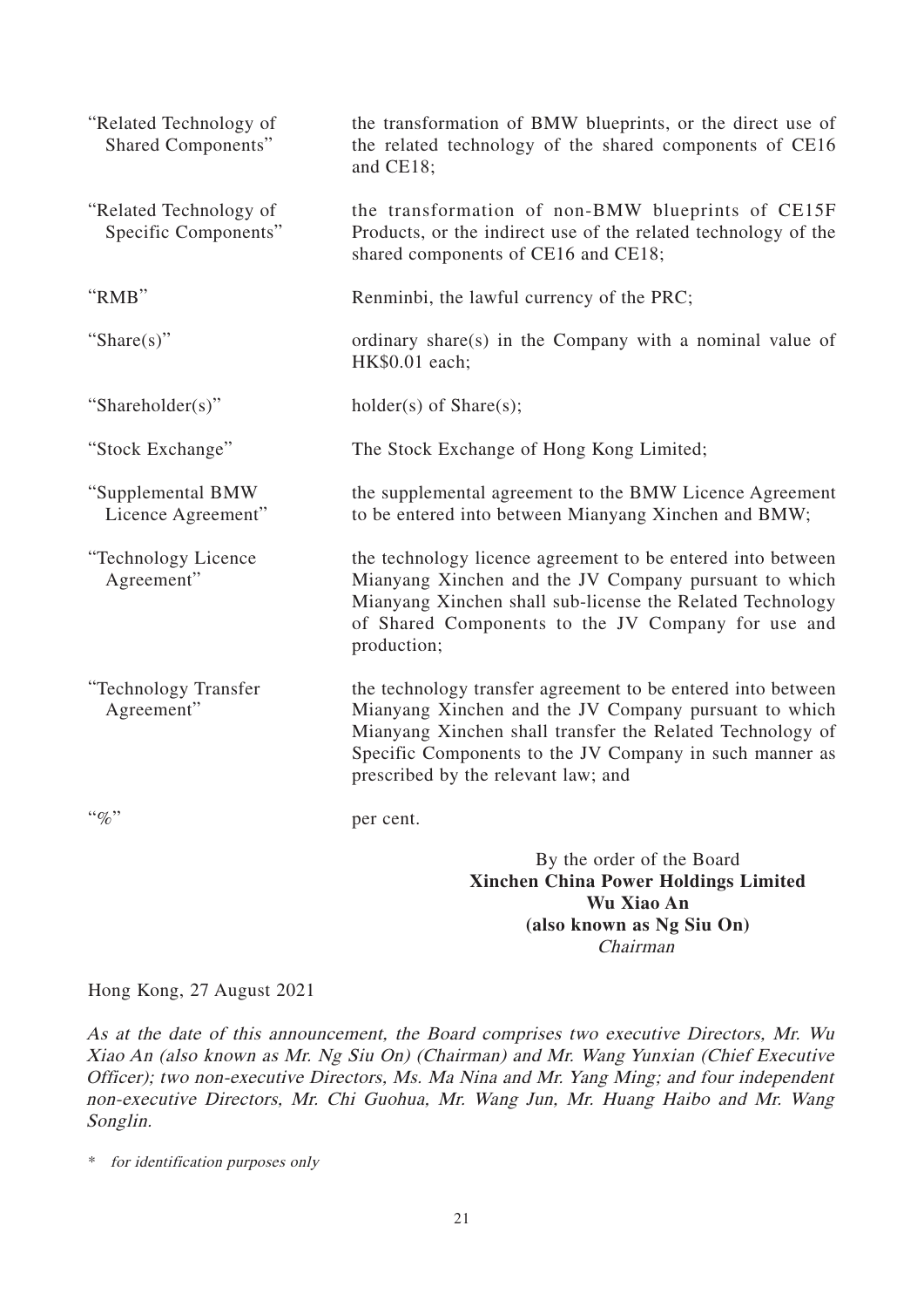| | |
|---|---|
| "Related Technology of Shared Components" | the transformation of BMW blueprints, or the direct use of the related technology of the shared components of CE16 and CE18; |
| "Related Technology of Specific Components" | the transformation of non-BMW blueprints of CE15F Products, or the indirect use of the related technology of the shared components of CE16 and CE18; |
| "RMB" | Renminbi, the lawful currency of the PRC; |
| "Share(s)" | ordinary share(s) in the Company with a nominal value of HK$0.01 each; |
| "Shareholder(s)" | holder(s) of Share(s); |
| "Stock Exchange" | The Stock Exchange of Hong Kong Limited; |
| "Supplemental BMW Licence Agreement" | the supplemental agreement to the BMW Licence Agreement to be entered into between Mianyang Xinchen and BMW; |
| "Technology Licence Agreement" | the technology licence agreement to be entered into between Mianyang Xinchen and the JV Company pursuant to which Mianyang Xinchen shall sub-license the Related Technology of Shared Components to the JV Company for use and production; |
| "Technology Transfer Agreement" | the technology transfer agreement to be entered into between Mianyang Xinchen and the JV Company pursuant to which Mianyang Xinchen shall transfer the Related Technology of Specific Components to the JV Company in such manner as prescribed by the relevant law; and |
| "%" | per cent. |

By the order of the Board
**Xinchen China Power Holdings Limited**
**Wu Xiao An**
**(also known as Ng Siu On)**
*Chairman*

Hong Kong, 27 August 2021

*As at the date of this announcement, the Board comprises two executive Directors, Mr. Wu Xiao An (also known as Mr. Ng Siu On) (Chairman) and Mr. Wang Yunxian (Chief Executive Officer); two non-executive Directors, Ms. Ma Nina and Mr. Yang Ming; and four independent non-executive Directors, Mr. Chi Guohua, Mr. Wang Jun, Mr. Huang Haibo and Mr. Wang Songlin.*

\* *for identification purposes only*